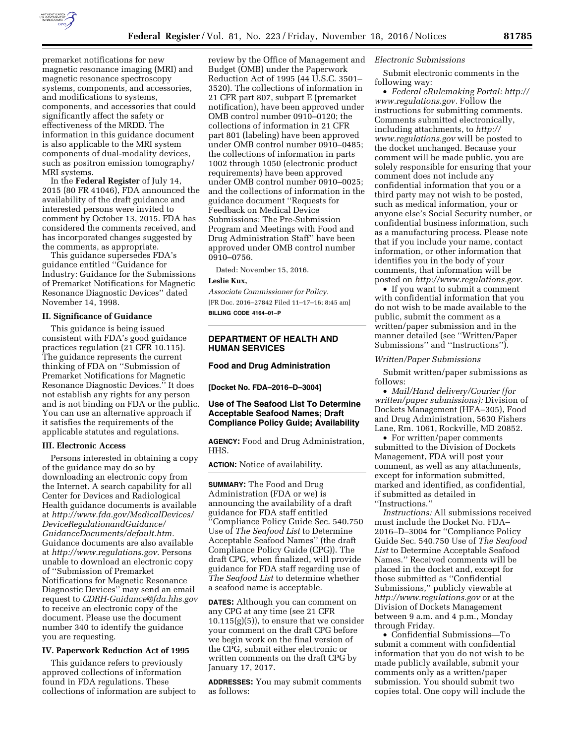premarket notifications for new magnetic resonance imaging (MRI) and magnetic resonance spectroscopy systems, components, and accessories, and modifications to systems, components, and accessories that could significantly affect the safety or effectiveness of the MRDD. The information in this guidance document is also applicable to the MRI system components of dual-modality devices, such as positron emission tomography/MRI systems.

In the **Federal Register** of July 14, 2015 (80 FR 41046), FDA announced the availability of the draft guidance and interested persons were invited to comment by October 13, 2015. FDA has considered the comments received, and has incorporated changes suggested by the comments, as appropriate.

This guidance supersedes FDA's guidance entitled ''Guidance for Industry: Guidance for the Submissions of Premarket Notifications for Magnetic Resonance Diagnostic Devices'' dated November 14, 1998.

### II. Significance of Guidance

This guidance is being issued consistent with FDA's good guidance practices regulation (21 CFR 10.115). The guidance represents the current thinking of FDA on ''Submission of Premarket Notifications for Magnetic Resonance Diagnostic Devices.'' It does not establish any rights for any person and is not binding on FDA or the public. You can use an alternative approach if it satisfies the requirements of the applicable statutes and regulations.

### III. Electronic Access

Persons interested in obtaining a copy of the guidance may do so by downloading an electronic copy from the Internet. A search capability for all Center for Devices and Radiological Health guidance documents is available at *http://www.fda.gov/MedicalDevices/DeviceRegulationandGuidance/GuidanceDocuments/default.htm.* Guidance documents are also available at *http://www.regulations.gov.* Persons unable to download an electronic copy of ''Submission of Premarket Notifications for Magnetic Resonance Diagnostic Devices'' may send an email request to *CDRH-Guidance@fda.hhs.gov* to receive an electronic copy of the document. Please use the document number 340 to identify the guidance you are requesting.

### IV. Paperwork Reduction Act of 1995

This guidance refers to previously approved collections of information found in FDA regulations. These collections of information are subject to review by the Office of Management and Budget (OMB) under the Paperwork Reduction Act of 1995 (44 U.S.C. 3501–3520). The collections of information in 21 CFR part 807, subpart E (premarket notification), have been approved under OMB control number 0910–0120; the collections of information in 21 CFR part 801 (labeling) have been approved under OMB control number 0910–0485; the collections of information in parts 1002 through 1050 (electronic product requirements) have been approved under OMB control number 0910–0025; and the collections of information in the guidance document ''Requests for Feedback on Medical Device Submissions: The Pre-Submission Program and Meetings with Food and Drug Administration Staff'' have been approved under OMB control number 0910–0756.

Dated: November 15, 2016.

**Leslie Kux,**

*Associate Commissioner for Policy.*

[FR Doc. 2016–27842 Filed 11–17–16; 8:45 am]

**BILLING CODE 4164–01–P**

---

## DEPARTMENT OF HEALTH AND HUMAN SERVICES

### Food and Drug Administration

**[Docket No. FDA–2016–D–3004]**

### Use of The Seafood List To Determine Acceptable Seafood Names; Draft Compliance Policy Guide; Availability

**AGENCY:** Food and Drug Administration, HHS.

**ACTION:** Notice of availability.

**SUMMARY:** The Food and Drug Administration (FDA or we) is announcing the availability of a draft guidance for FDA staff entitled ''Compliance Policy Guide Sec. 540.750 Use of *The Seafood List* to Determine Acceptable Seafood Names'' (the draft Compliance Policy Guide (CPG)). The draft CPG, when finalized, will provide guidance for FDA staff regarding use of *The Seafood List* to determine whether a seafood name is acceptable.

**DATES:** Although you can comment on any CPG at any time (see 21 CFR 10.115(g)(5)), to ensure that we consider your comment on the draft CPG before we begin work on the final version of the CPG, submit either electronic or written comments on the draft CPG by January 17, 2017.

**ADDRESSES:** You may submit comments as follows:

*Electronic Submissions*

Submit electronic comments in the following way:

- *Federal eRulemaking Portal: http://www.regulations.gov.* Follow the instructions for submitting comments. Comments submitted electronically, including attachments, to *http://www.regulations.gov* will be posted to the docket unchanged. Because your comment will be made public, you are solely responsible for ensuring that your comment does not include any confidential information that you or a third party may not wish to be posted, such as medical information, your or anyone else's Social Security number, or confidential business information, such as a manufacturing process. Please note that if you include your name, contact information, or other information that identifies you in the body of your comments, that information will be posted on *http://www.regulations.gov.*
- If you want to submit a comment with confidential information that you do not wish to be made available to the public, submit the comment as a written/paper submission and in the manner detailed (see ''Written/Paper Submissions'' and ''Instructions'').

*Written/Paper Submissions*

Submit written/paper submissions as follows:

- *Mail/Hand delivery/Courier (for written/paper submissions):* Division of Dockets Management (HFA–305), Food and Drug Administration, 5630 Fishers Lane, Rm. 1061, Rockville, MD 20852.
- For written/paper comments submitted to the Division of Dockets Management, FDA will post your comment, as well as any attachments, except for information submitted, marked and identified, as confidential, if submitted as detailed in ''Instructions.''

*Instructions:* All submissions received must include the Docket No. FDA–2016–D–3004 for ''Compliance Policy Guide Sec. 540.750 Use of *The Seafood List* to Determine Acceptable Seafood Names.'' Received comments will be placed in the docket and, except for those submitted as ''Confidential Submissions,'' publicly viewable at *http://www.regulations.gov* or at the Division of Dockets Management between 9 a.m. and 4 p.m., Monday through Friday.

- Confidential Submissions—To submit a comment with confidential information that you do not wish to be made publicly available, submit your comments only as a written/paper submission. You should submit two copies total. One copy will include the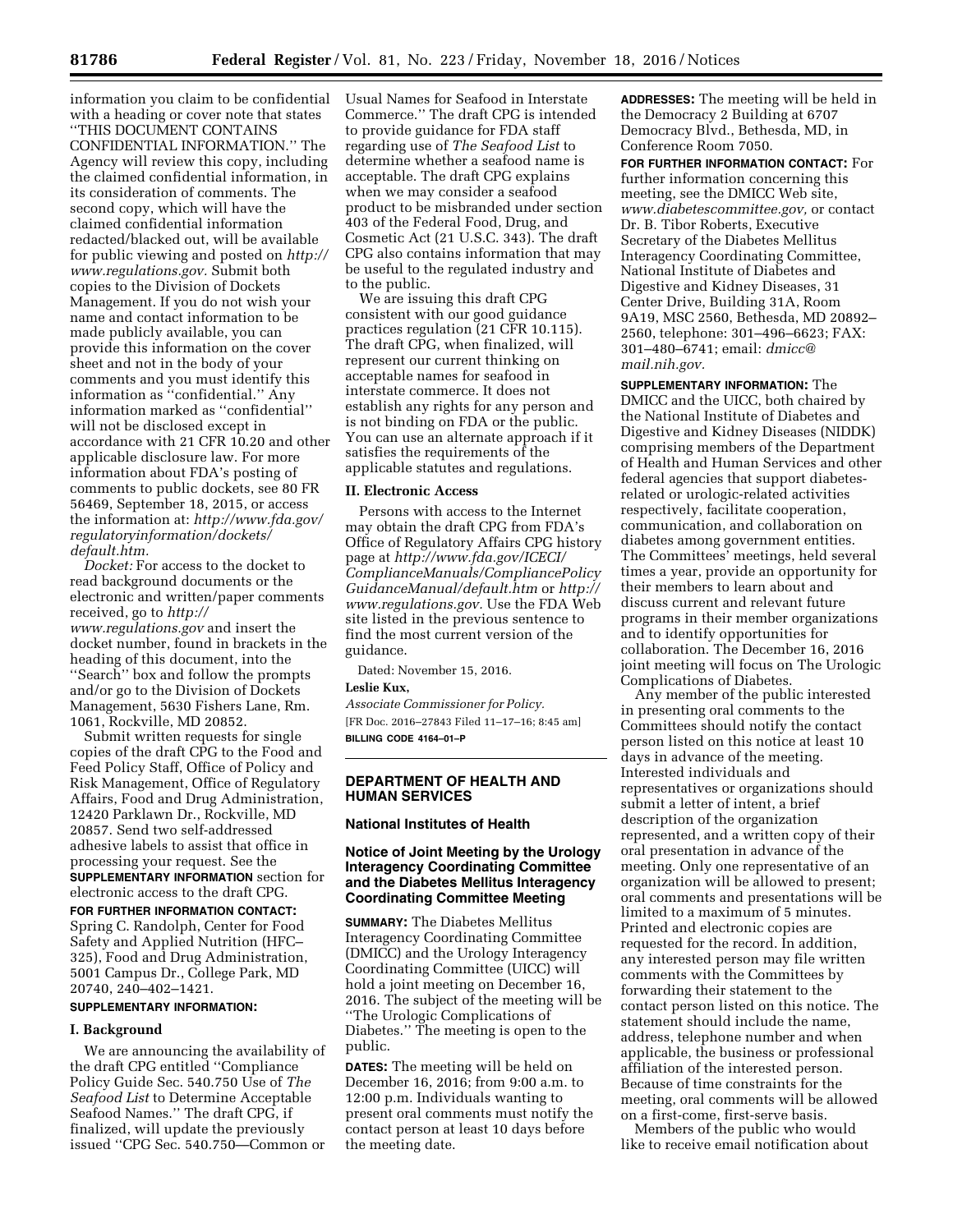information you claim to be confidential with a heading or cover note that states "THIS DOCUMENT CONTAINS CONFIDENTIAL INFORMATION." The Agency will review this copy, including the claimed confidential information, in its consideration of comments. The second copy, which will have the claimed confidential information redacted/blacked out, will be available for public viewing and posted on *http://www.regulations.gov.* Submit both copies to the Division of Dockets Management. If you do not wish your name and contact information to be made publicly available, you can provide this information on the cover sheet and not in the body of your comments and you must identify this information as "confidential." Any information marked as "confidential" will not be disclosed except in accordance with 21 CFR 10.20 and other applicable disclosure law. For more information about FDA's posting of comments to public dockets, see 80 FR 56469, September 18, 2015, or access the information at: *http://www.fda.gov/regulatoryinformation/dockets/default.htm.*

*Docket:* For access to the docket to read background documents or the electronic and written/paper comments received, go to *http://www.regulations.gov* and insert the docket number, found in brackets in the heading of this document, into the "Search" box and follow the prompts and/or go to the Division of Dockets Management, 5630 Fishers Lane, Rm. 1061, Rockville, MD 20852.

Submit written requests for single copies of the draft CPG to the Food and Feed Policy Staff, Office of Policy and Risk Management, Office of Regulatory Affairs, Food and Drug Administration, 12420 Parklawn Dr., Rockville, MD 20857. Send two self-addressed adhesive labels to assist that office in processing your request. See the **SUPPLEMENTARY INFORMATION** section for electronic access to the draft CPG.

**FOR FURTHER INFORMATION CONTACT:** Spring C. Randolph, Center for Food Safety and Applied Nutrition (HFC–325), Food and Drug Administration, 5001 Campus Dr., College Park, MD 20740, 240–402–1421.

**SUPPLEMENTARY INFORMATION:**

## I. Background

We are announcing the availability of the draft CPG entitled "Compliance Policy Guide Sec. 540.750 Use of *The Seafood List* to Determine Acceptable Seafood Names." The draft CPG, if finalized, will update the previously issued "CPG Sec. 540.750—Common or Usual Names for Seafood in Interstate Commerce." The draft CPG is intended to provide guidance for FDA staff regarding use of *The Seafood List* to determine whether a seafood name is acceptable. The draft CPG explains when we may consider a seafood product to be misbranded under section 403 of the Federal Food, Drug, and Cosmetic Act (21 U.S.C. 343). The draft CPG also contains information that may be useful to the regulated industry and to the public.

We are issuing this draft CPG consistent with our good guidance practices regulation (21 CFR 10.115). The draft CPG, when finalized, will represent our current thinking on acceptable names for seafood in interstate commerce. It does not establish any rights for any person and is not binding on FDA or the public. You can use an alternate approach if it satisfies the requirements of the applicable statutes and regulations.

## II. Electronic Access

Persons with access to the Internet may obtain the draft CPG from FDA's Office of Regulatory Affairs CPG history page at *http://www.fda.gov/ICECI/ComplianceManuals/CompliancePolicyGuidanceManual/default.htm* or *http://www.regulations.gov.* Use the FDA Web site listed in the previous sentence to find the most current version of the guidance.

Dated: November 15, 2016.

**Leslie Kux,**

*Associate Commissioner for Policy.*

[FR Doc. 2016–27843 Filed 11–17–16; 8:45 am]

**BILLING CODE 4164–01–P**

# DEPARTMENT OF HEALTH AND HUMAN SERVICES

## National Institutes of Health

## Notice of Joint Meeting by the Urology Interagency Coordinating Committee and the Diabetes Mellitus Interagency Coordinating Committee Meeting

**SUMMARY:** The Diabetes Mellitus Interagency Coordinating Committee (DMICC) and the Urology Interagency Coordinating Committee (UICC) will hold a joint meeting on December 16, 2016. The subject of the meeting will be "The Urologic Complications of Diabetes." The meeting is open to the public.

**DATES:** The meeting will be held on December 16, 2016; from 9:00 a.m. to 12:00 p.m. Individuals wanting to present oral comments must notify the contact person at least 10 days before the meeting date.

**ADDRESSES:** The meeting will be held in the Democracy 2 Building at 6707 Democracy Blvd., Bethesda, MD, in Conference Room 7050.

**FOR FURTHER INFORMATION CONTACT:** For further information concerning this meeting, see the DMICC Web site, *www.diabetescommittee.gov,* or contact Dr. B. Tibor Roberts, Executive Secretary of the Diabetes Mellitus Interagency Coordinating Committee, National Institute of Diabetes and Digestive and Kidney Diseases, 31 Center Drive, Building 31A, Room 9A19, MSC 2560, Bethesda, MD 20892–2560, telephone: 301–496–6623; FAX: 301–480–6741; email: *dmicc@mail.nih.gov.*

**SUPPLEMENTARY INFORMATION:** The DMICC and the UICC, both chaired by the National Institute of Diabetes and Digestive and Kidney Diseases (NIDDK) comprising members of the Department of Health and Human Services and other federal agencies that support diabetes-related or urologic-related activities respectively, facilitate cooperation, communication, and collaboration on diabetes among government entities. The Committees' meetings, held several times a year, provide an opportunity for their members to learn about and discuss current and relevant future programs in their member organizations and to identify opportunities for collaboration. The December 16, 2016 joint meeting will focus on The Urologic Complications of Diabetes.

Any member of the public interested in presenting oral comments to the Committees should notify the contact person listed on this notice at least 10 days in advance of the meeting. Interested individuals and representatives or organizations should submit a letter of intent, a brief description of the organization represented, and a written copy of their oral presentation in advance of the meeting. Only one representative of an organization will be allowed to present; oral comments and presentations will be limited to a maximum of 5 minutes. Printed and electronic copies are requested for the record. In addition, any interested person may file written comments with the Committees by forwarding their statement to the contact person listed on this notice. The statement should include the name, address, telephone number and when applicable, the business or professional affiliation of the interested person. Because of time constraints for the meeting, oral comments will be allowed on a first-come, first-serve basis.

Members of the public who would like to receive email notification about